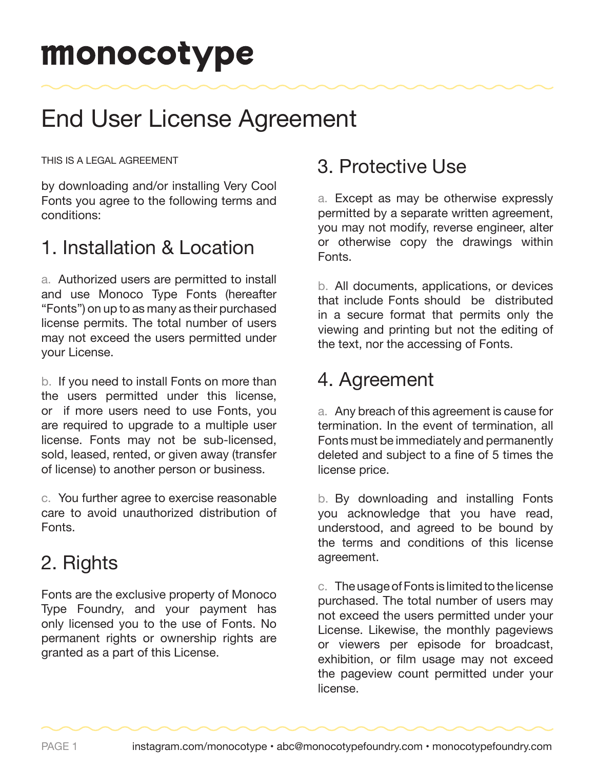# monocotype

# End User License Agreement

THIS IS A LEGAL AGREEMENT

by downloading and/or installing Very Cool Fonts you agree to the following terms and conditions:

## 1. Installation & Location

a. Authorized users are permitted to install and use Monoco Type Fonts (hereafter "Fonts") on up to as many as their purchased license permits. The total number of users may not exceed the users permitted under your License.

b. If you need to install Fonts on more than the users permitted under this license, or if more users need to use Fonts, you are required to upgrade to a multiple user license. Fonts may not be sub-licensed, sold, leased, rented, or given away (transfer of license) to another person or business.

c. You further agree to exercise reasonable care to avoid unauthorized distribution of Fonts.

## 2. Rights

Fonts are the exclusive property of Monoco Type Foundry, and your payment has only licensed you to the use of Fonts. No permanent rights or ownership rights are granted as a part of this License.

## 3. Protective Use

a. Except as may be otherwise expressly permitted by a separate written agreement, you may not modify, reverse engineer, alter or otherwise copy the drawings within Fonts.

b. All documents, applications, or devices that include Fonts should be distributed in a secure format that permits only the viewing and printing but not the editing of the text, nor the accessing of Fonts.

## 4. Agreement

a. Any breach of this agreement is cause for termination. In the event of termination, all Fonts must be immediately and permanently deleted and subject to a fine of 5 times the license price.

b. By downloading and installing Fonts you acknowledge that you have read, understood, and agreed to be bound by the terms and conditions of this license agreement.

c. The usage of Fonts is limited to the license purchased. The total number of users may not exceed the users permitted under your License. Likewise, the monthly pageviews or viewers per episode for broadcast, exhibition, or film usage may not exceed the pageview count permitted under your license.

instagram.com/monocotype • abc@monocotypefoundry.com • monocotypefoundry.com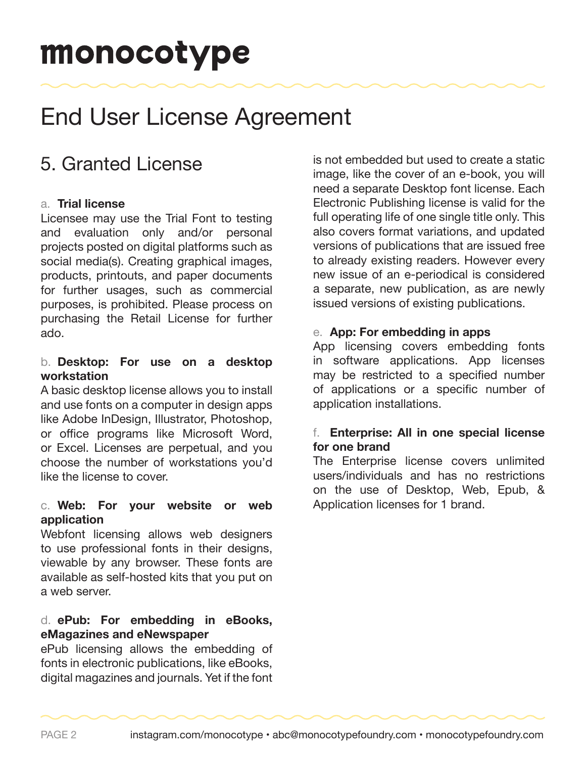# monocotype

## End User License Agreement

### 5. Granted License

a. **Trial license**

Licensee may use the Trial Font to testing and evaluation only and/or personal projects posted on digital platforms such as social media(s). Creating graphical images, products, printouts, and paper documents for further usages, such as commercial purposes, is prohibited. Please process on purchasing the Retail License for further ado.

b. **Desktop: For use on a desktop workstation**

A basic desktop license allows you to install and use fonts on a computer in design apps like Adobe InDesign, Illustrator, Photoshop, or office programs like Microsoft Word, or Excel. Licenses are perpetual, and you choose the number of workstations you'd like the license to cover.

c. **Web: For your website or web application**

Webfont licensing allows web designers to use professional fonts in their designs, viewable by any browser. These fonts are available as self-hosted kits that you put on a web server.

d. **ePub: For embedding in eBooks, eMagazines and eNewspaper**

ePub licensing allows the embedding of fonts in electronic publications, like eBooks, digital magazines and journals. Yet if the font is not embedded but used to create a static image, like the cover of an e-book, you will need a separate Desktop font license. Each Electronic Publishing license is valid for the full operating life of one single title only. This also covers format variations, and updated versions of publications that are issued free to already existing readers. However every new issue of an e-periodical is considered a separate, new publication, as are newly issued versions of existing publications.

e. **App: For embedding in apps**

App licensing covers embedding fonts in software applications. App licenses may be restricted to a specified number of applications or a specific number of application installations.

f. **Enterprise: All in one special license for one brand**

The Enterprise license covers unlimited users/individuals and has no restrictions on the use of Desktop, Web, Epub, & Application licenses for 1 brand.